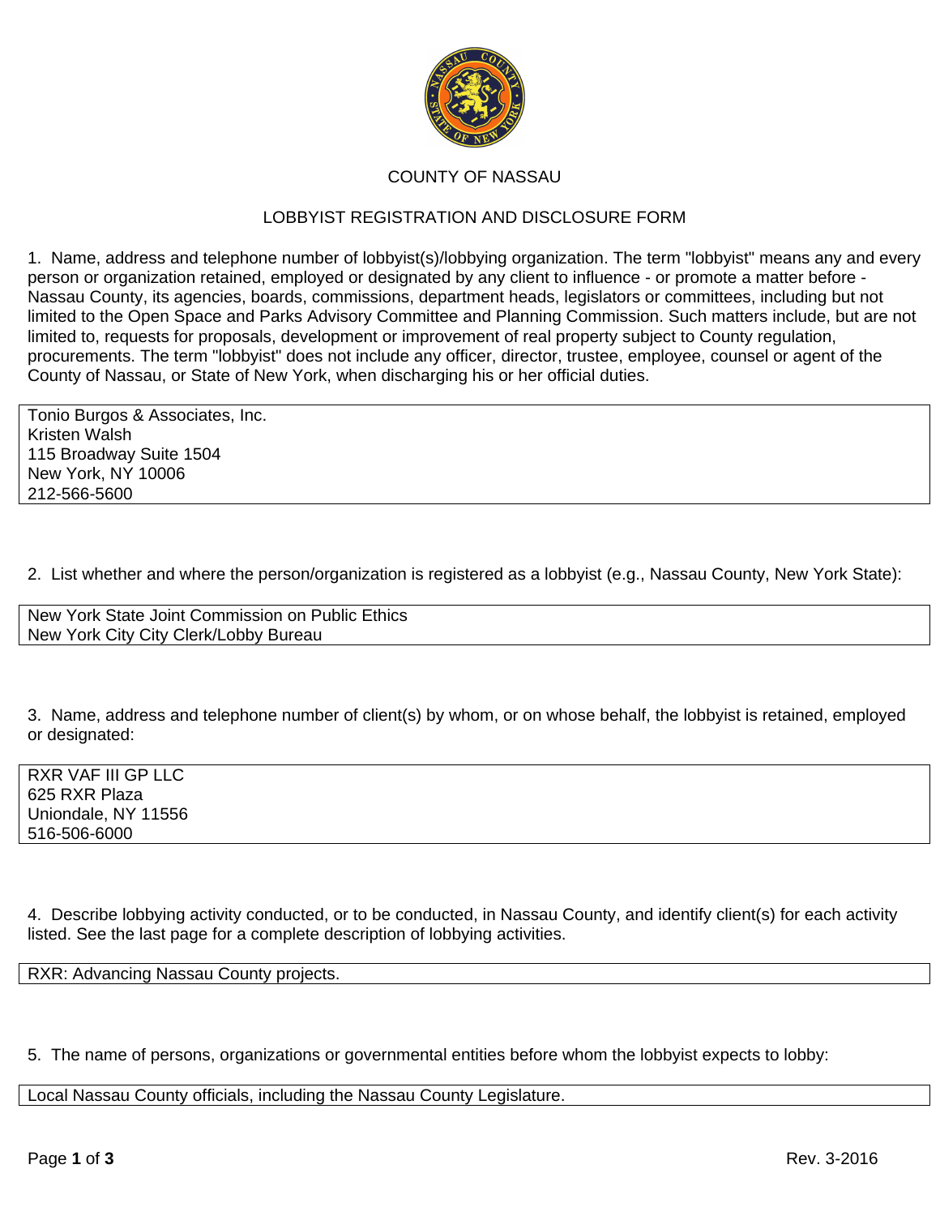# COUNTY OF NASSAU

## LOBBYIST REGISTRATION AND DISCLOSURE FORM

1. Name, address and telephone number of lobbyist(s)/lobbying organization. The term "lobbyist" means any and every person or organization retained, employed or designated by any client to influence - or promote a matter before - Nassau County, its agencies, boards, commissions, department heads, legislators or committees, including but not limited to the Open Space and Parks Advisory Committee and Planning Commission. Such matters include, but are not limited to, requests for proposals, development or improvement of real property subject to County regulation, procurements. The term "lobbyist" does not include any officer, director, trustee, employee, counsel or agent of the County of Nassau, or State of New York, when discharging his or her official duties.

> Tonio Burgos & Associates, Inc.
> Kristen Walsh
> 115 Broadway Suite 1504
> New York, NY 10006
> 212-566-5600

2. List whether and where the person/organization is registered as a lobbyist (e.g., Nassau County, New York State):

> New York State Joint Commission on Public Ethics
> New York City City Clerk/Lobby Bureau

3. Name, address and telephone number of client(s) by whom, or on whose behalf, the lobbyist is retained, employed or designated:

> RXR VAF III GP LLC
> 625 RXR Plaza
> Uniondale, NY 11556
> 516-506-6000

4. Describe lobbying activity conducted, or to be conducted, in Nassau County, and identify client(s) for each activity listed. See the last page for a complete description of lobbying activities.

> RXR: Advancing Nassau County projects.

5. The name of persons, organizations or governmental entities before whom the lobbyist expects to lobby:

> Local Nassau County officials, including the Nassau County Legislature.

Rev. 3-2016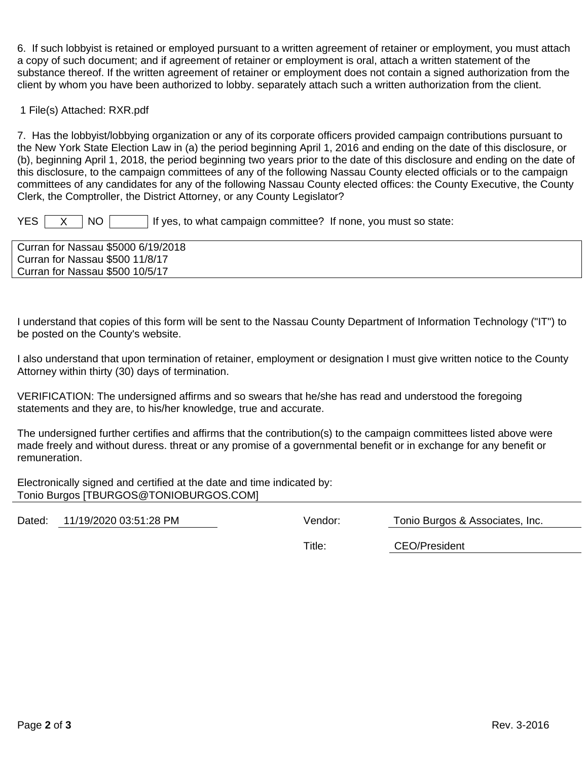6. If such lobbyist is retained or employed pursuant to a written agreement of retainer or employment, you must attach a copy of such document; and if agreement of retainer or employment is oral, attach a written statement of the substance thereof. If the written agreement of retainer or employment does not contain a signed authorization from the client by whom you have been authorized to lobby. separately attach such a written authorization from the client.

1 File(s) Attached: RXR.pdf

7. Has the lobbyist/lobbying organization or any of its corporate officers provided campaign contributions pursuant to the New York State Election Law in (a) the period beginning April 1, 2016 and ending on the date of this disclosure, or (b), beginning April 1, 2018, the period beginning two years prior to the date of this disclosure and ending on the date of this disclosure, to the campaign committees of any of the following Nassau County elected officials or to the campaign committees of any candidates for any of the following Nassau County elected offices: the County Executive, the County Clerk, the Comptroller, the District Attorney, or any County Legislator?

YES [ X ] NO [ ] If yes, to what campaign committee? If none, you must so state:

Curran for Nassau $5000 6/19/2018
Curran for Nassau $500 11/8/17
Curran for Nassau $500 10/5/17

I understand that copies of this form will be sent to the Nassau County Department of Information Technology ("IT") to be posted on the County's website.

I also understand that upon termination of retainer, employment or designation I must give written notice to the County Attorney within thirty (30) days of termination.

VERIFICATION: The undersigned affirms and so swears that he/she has read and understood the foregoing statements and they are, to his/her knowledge, true and accurate.

The undersigned further certifies and affirms that the contribution(s) to the campaign committees listed above were made freely and without duress. threat or any promise of a governmental benefit or in exchange for any benefit or remuneration.

Electronically signed and certified at the date and time indicated by:
Tonio Burgos [TBURGOS@TONIOBURGOS.COM]

Dated: 11/19/2020 03:51:28 PM

Vendor: Tonio Burgos & Associates, Inc.

Title: CEO/President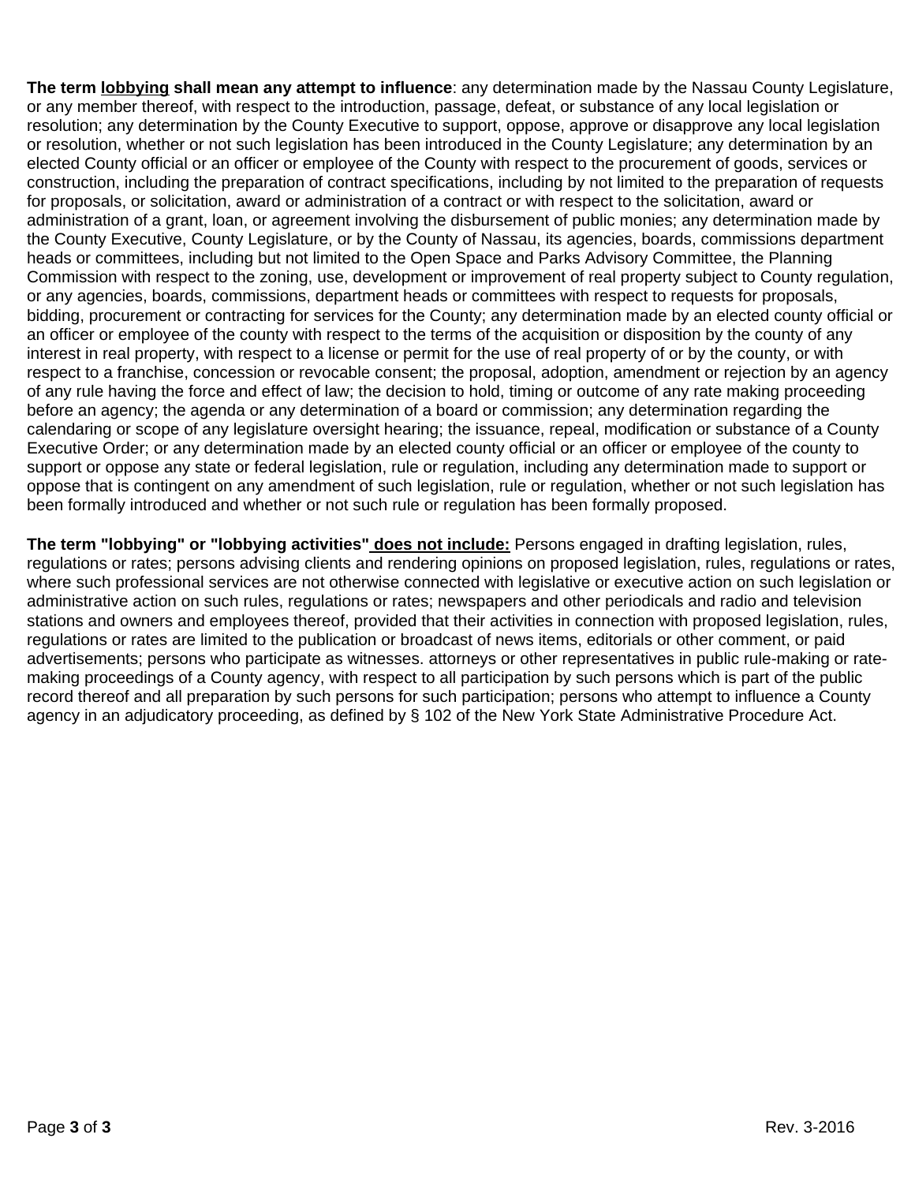**The term <u>lobbying</u> shall mean any attempt to influence**: any determination made by the Nassau County Legislature, or any member thereof, with respect to the introduction, passage, defeat, or substance of any local legislation or resolution; any determination by the County Executive to support, oppose, approve or disapprove any local legislation or resolution, whether or not such legislation has been introduced in the County Legislature; any determination by an elected County official or an officer or employee of the County with respect to the procurement of goods, services or construction, including the preparation of contract specifications, including by not limited to the preparation of requests for proposals, or solicitation, award or administration of a contract or with respect to the solicitation, award or administration of a grant, loan, or agreement involving the disbursement of public monies; any determination made by the County Executive, County Legislature, or by the County of Nassau, its agencies, boards, commissions department heads or committees, including but not limited to the Open Space and Parks Advisory Committee, the Planning Commission with respect to the zoning, use, development or improvement of real property subject to County regulation, or any agencies, boards, commissions, department heads or committees with respect to requests for proposals, bidding, procurement or contracting for services for the County; any determination made by an elected county official or an officer or employee of the county with respect to the terms of the acquisition or disposition by the county of any interest in real property, with respect to a license or permit for the use of real property of or by the county, or with respect to a franchise, concession or revocable consent; the proposal, adoption, amendment or rejection by an agency of any rule having the force and effect of law; the decision to hold, timing or outcome of any rate making proceeding before an agency; the agenda or any determination of a board or commission; any determination regarding the calendaring or scope of any legislature oversight hearing; the issuance, repeal, modification or substance of a County Executive Order; or any determination made by an elected county official or an officer or employee of the county to support or oppose any state or federal legislation, rule or regulation, including any determination made to support or oppose that is contingent on any amendment of such legislation, rule or regulation, whether or not such legislation has been formally introduced and whether or not such rule or regulation has been formally proposed.

**The term "lobbying" or "lobbying activities" <u>does not include:</u>** Persons engaged in drafting legislation, rules, regulations or rates; persons advising clients and rendering opinions on proposed legislation, rules, regulations or rates, where such professional services are not otherwise connected with legislative or executive action on such legislation or administrative action on such rules, regulations or rates; newspapers and other periodicals and radio and television stations and owners and employees thereof, provided that their activities in connection with proposed legislation, rules, regulations or rates are limited to the publication or broadcast of news items, editorials or other comment, or paid advertisements; persons who participate as witnesses. attorneys or other representatives in public rule-making or rate-making proceedings of a County agency, with respect to all participation by such persons which is part of the public record thereof and all preparation by such persons for such participation; persons who attempt to influence a County agency in an adjudicatory proceeding, as defined by § 102 of the New York State Administrative Procedure Act.

Rev. 3-2016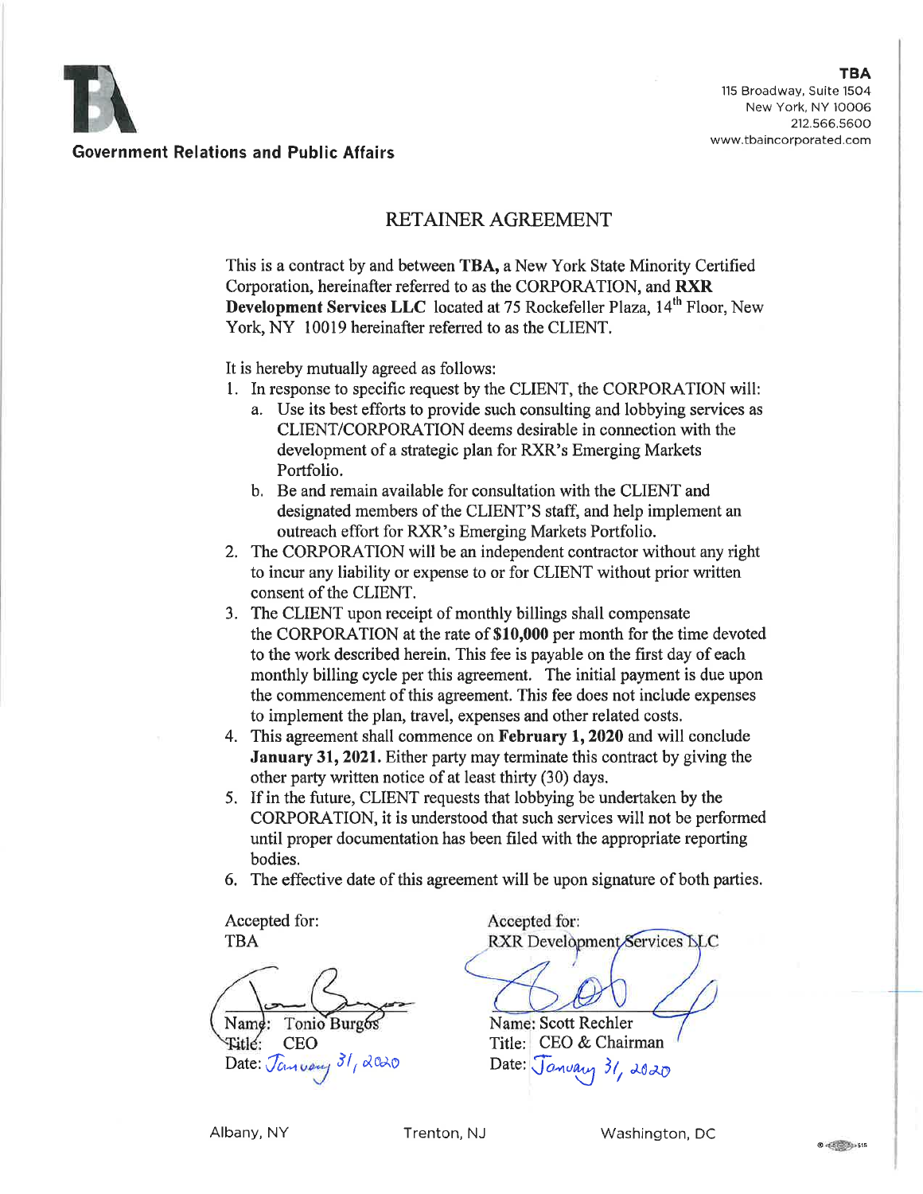TBA
115 Broadway, Suite 1504
New York, NY 10006
212.566.5600
www.tbaincorporated.com

Government Relations and Public Affairs

# RETAINER AGREEMENT

This is a contract by and between **TBA,** a New York State Minority Certified Corporation, hereinafter referred to as the CORPORATION, and **RXR Development Services LLC** located at 75 Rockefeller Plaza, 14th Floor, New York, NY 10019 hereinafter referred to as the CLIENT.

It is hereby mutually agreed as follows:

1. In response to specific request by the CLIENT, the CORPORATION will:
   a. Use its best efforts to provide such consulting and lobbying services as CLIENT/CORPORATION deems desirable in connection with the development of a strategic plan for RXR's Emerging Markets Portfolio.
   b. Be and remain available for consultation with the CLIENT and designated members of the CLIENT'S staff, and help implement an outreach effort for RXR's Emerging Markets Portfolio.
2. The CORPORATION will be an independent contractor without any right to incur any liability or expense to or for CLIENT without prior written consent of the CLIENT.
3. The CLIENT upon receipt of monthly billings shall compensate the CORPORATION at the rate of **$10,000** per month for the time devoted to the work described herein. This fee is payable on the first day of each monthly billing cycle per this agreement. The initial payment is due upon the commencement of this agreement. This fee does not include expenses to implement the plan, travel, expenses and other related costs.
4. This agreement shall commence on **February 1, 2020** and will conclude **January 31, 2021.** Either party may terminate this contract by giving the other party written notice of at least thirty (30) days.
5. If in the future, CLIENT requests that lobbying be undertaken by the CORPORATION, it is understood that such services will not be performed until proper documentation has been filed with the appropriate reporting bodies.
6. The effective date of this agreement will be upon signature of both parties.

Accepted for:
TBA

Name: Tonio Burgos
Title: CEO
Date: January 31, 2020

Accepted for:
RXR Development Services LLC

Name: Scott Rechler
Title: CEO & Chairman
Date: January 31, 2020

Albany, NY Trenton, NJ Washington, DC